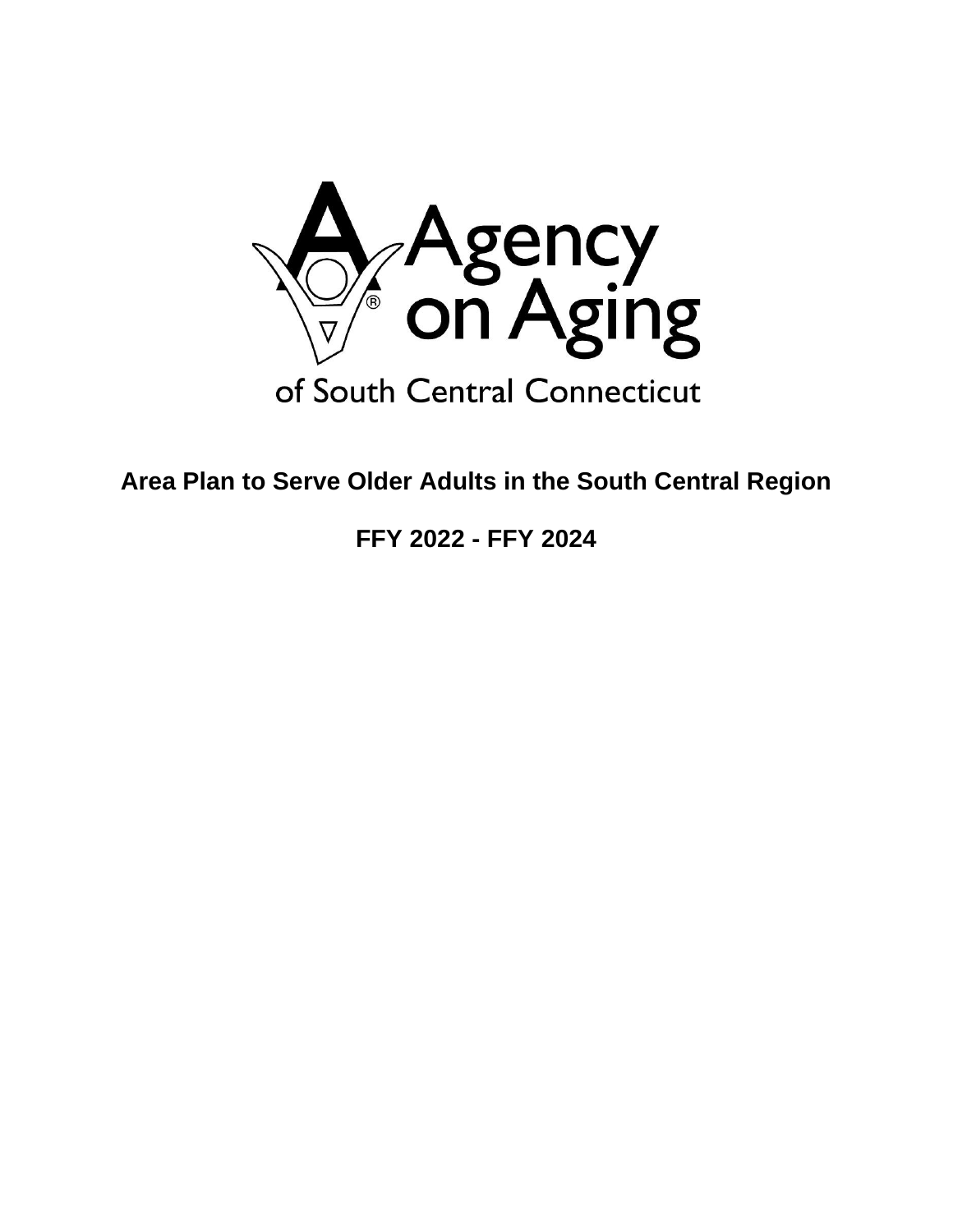Agency on Aging

of South Central Connecticut

# Area Plan to Serve Older Adults in the South Central Region

## FFY 2022 - FFY 2024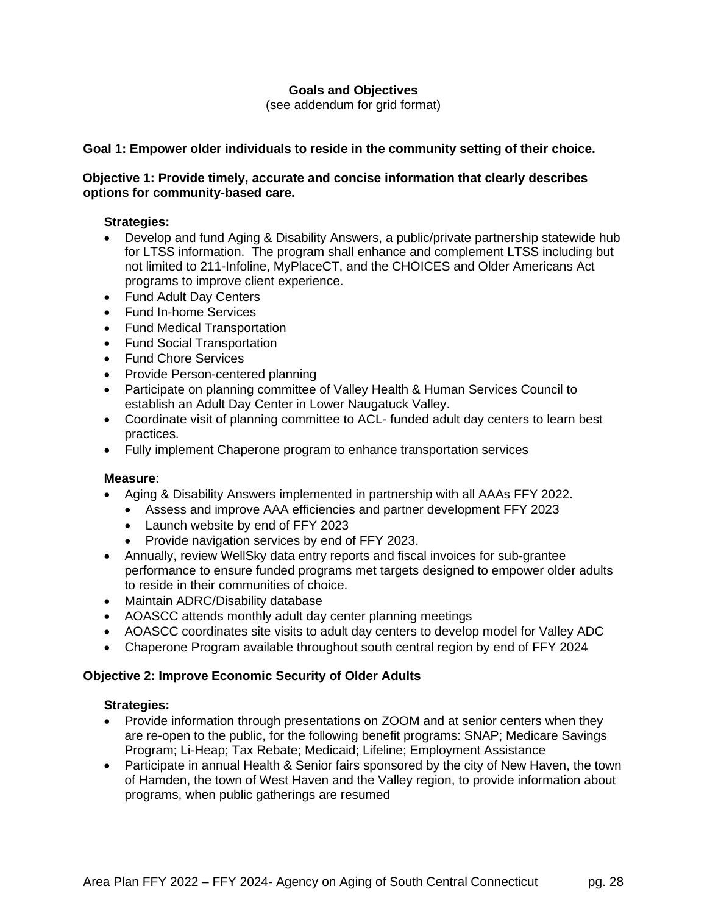## Goals and Objectives

(see addendum for grid format)

### Goal 1: Empower older individuals to reside in the community setting of their choice.

**Objective 1: Provide timely, accurate and concise information that clearly describes options for community-based care.**

**Strategies:**

- Develop and fund Aging & Disability Answers, a public/private partnership statewide hub for LTSS information. The program shall enhance and complement LTSS including but not limited to 211-Infoline, MyPlaceCT, and the CHOICES and Older Americans Act programs to improve client experience.
- Fund Adult Day Centers
- Fund In-home Services
- Fund Medical Transportation
- Fund Social Transportation
- Fund Chore Services
- Provide Person-centered planning
- Participate on planning committee of Valley Health & Human Services Council to establish an Adult Day Center in Lower Naugatuck Valley.
- Coordinate visit of planning committee to ACL- funded adult day centers to learn best practices.
- Fully implement Chaperone program to enhance transportation services

**Measure**:

- Aging & Disability Answers implemented in partnership with all AAAs FFY 2022.
  - Assess and improve AAA efficiencies and partner development FFY 2023
  - Launch website by end of FFY 2023
  - Provide navigation services by end of FFY 2023.
- Annually, review WellSky data entry reports and fiscal invoices for sub-grantee performance to ensure funded programs met targets designed to empower older adults to reside in their communities of choice.
- Maintain ADRC/Disability database
- AOASCC attends monthly adult day center planning meetings
- AOASCC coordinates site visits to adult day centers to develop model for Valley ADC
- Chaperone Program available throughout south central region by end of FFY 2024

**Objective 2: Improve Economic Security of Older Adults**

**Strategies:**

- Provide information through presentations on ZOOM and at senior centers when they are re-open to the public, for the following benefit programs: SNAP; Medicare Savings Program; Li-Heap; Tax Rebate; Medicaid; Lifeline; Employment Assistance
- Participate in annual Health & Senior fairs sponsored by the city of New Haven, the town of Hamden, the town of West Haven and the Valley region, to provide information about programs, when public gatherings are resumed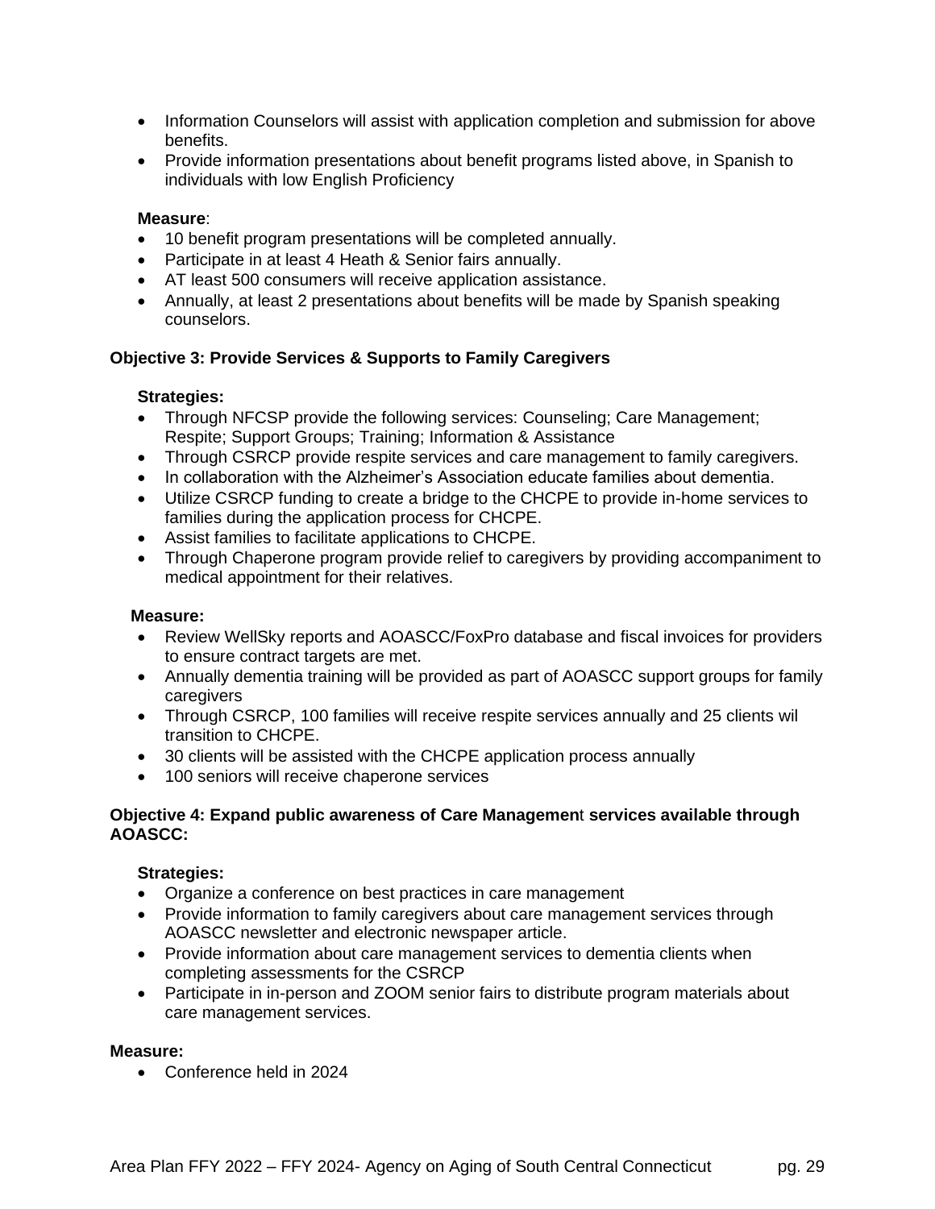- Information Counselors will assist with application completion and submission for above benefits.
- Provide information presentations about benefit programs listed above, in Spanish to individuals with low English Proficiency

**Measure**:

- 10 benefit program presentations will be completed annually.
- Participate in at least 4 Heath & Senior fairs annually.
- AT least 500 consumers will receive application assistance.
- Annually, at least 2 presentations about benefits will be made by Spanish speaking counselors.

**Objective 3: Provide Services & Supports to Family Caregivers**

**Strategies:**

- Through NFCSP provide the following services: Counseling; Care Management; Respite; Support Groups; Training; Information & Assistance
- Through CSRCP provide respite services and care management to family caregivers.
- In collaboration with the Alzheimer's Association educate families about dementia.
- Utilize CSRCP funding to create a bridge to the CHCPE to provide in-home services to families during the application process for CHCPE.
- Assist families to facilitate applications to CHCPE.
- Through Chaperone program provide relief to caregivers by providing accompaniment to medical appointment for their relatives.

**Measure:**

- Review WellSky reports and AOASCC/FoxPro database and fiscal invoices for providers to ensure contract targets are met.
- Annually dementia training will be provided as part of AOASCC support groups for family caregivers
- Through CSRCP, 100 families will receive respite services annually and 25 clients wil transition to CHCPE.
- 30 clients will be assisted with the CHCPE application process annually
- 100 seniors will receive chaperone services

**Objective 4: Expand public awareness of Care Management services available through AOASCC:**

**Strategies:**

- Organize a conference on best practices in care management
- Provide information to family caregivers about care management services through AOASCC newsletter and electronic newspaper article.
- Provide information about care management services to dementia clients when completing assessments for the CSRCP
- Participate in in-person and ZOOM senior fairs to distribute program materials about care management services.

**Measure:**

- Conference held in 2024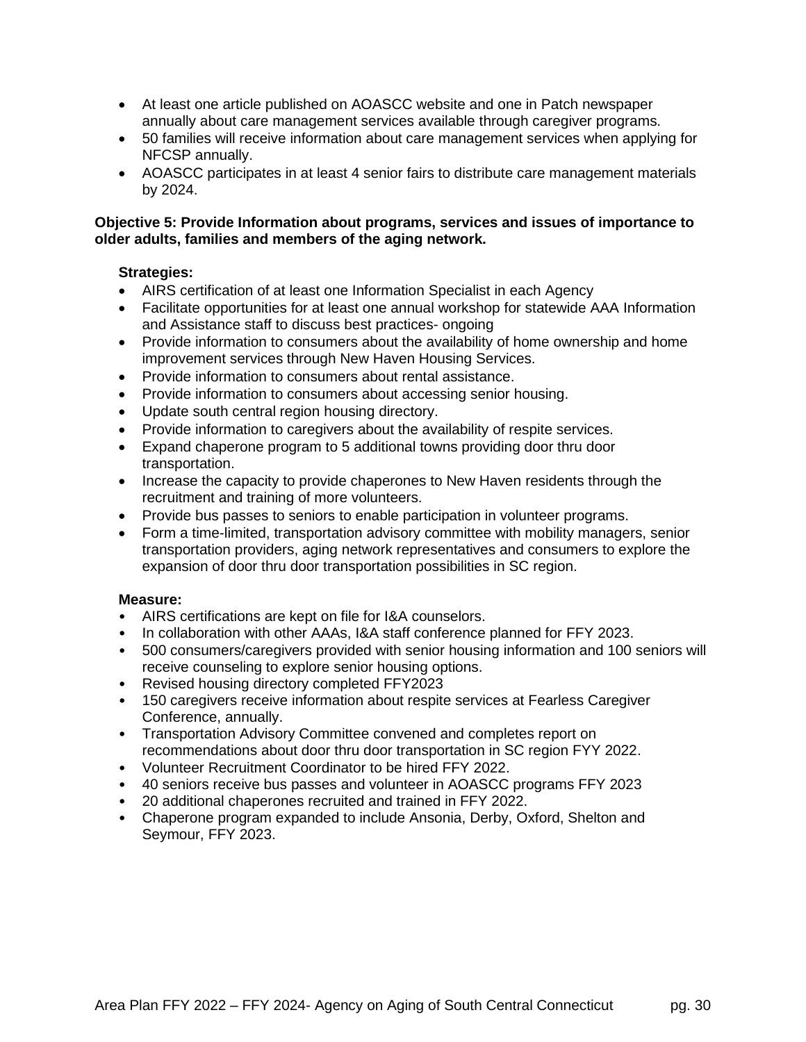- At least one article published on AOASCC website and one in Patch newspaper annually about care management services available through caregiver programs.
- 50 families will receive information about care management services when applying for NFCSP annually.
- AOASCC participates in at least 4 senior fairs to distribute care management materials by 2024.

**Objective 5: Provide Information about programs, services and issues of importance to older adults, families and members of the aging network.**

**Strategies:**

- AIRS certification of at least one Information Specialist in each Agency
- Facilitate opportunities for at least one annual workshop for statewide AAA Information and Assistance staff to discuss best practices- ongoing
- Provide information to consumers about the availability of home ownership and home improvement services through New Haven Housing Services.
- Provide information to consumers about rental assistance.
- Provide information to consumers about accessing senior housing.
- Update south central region housing directory.
- Provide information to caregivers about the availability of respite services.
- Expand chaperone program to 5 additional towns providing door thru door transportation.
- Increase the capacity to provide chaperones to New Haven residents through the recruitment and training of more volunteers.
- Provide bus passes to seniors to enable participation in volunteer programs.
- Form a time-limited, transportation advisory committee with mobility managers, senior transportation providers, aging network representatives and consumers to explore the expansion of door thru door transportation possibilities in SC region.

**Measure:**

- AIRS certifications are kept on file for I&A counselors.
- In collaboration with other AAAs, I&A staff conference planned for FFY 2023.
- 500 consumers/caregivers provided with senior housing information and 100 seniors will receive counseling to explore senior housing options.
- Revised housing directory completed FFY2023
- 150 caregivers receive information about respite services at Fearless Caregiver Conference, annually.
- Transportation Advisory Committee convened and completes report on recommendations about door thru door transportation in SC region FYY 2022.
- Volunteer Recruitment Coordinator to be hired FFY 2022.
- 40 seniors receive bus passes and volunteer in AOASCC programs FFY 2023
- 20 additional chaperones recruited and trained in FFY 2022.
- Chaperone program expanded to include Ansonia, Derby, Oxford, Shelton and Seymour, FFY 2023.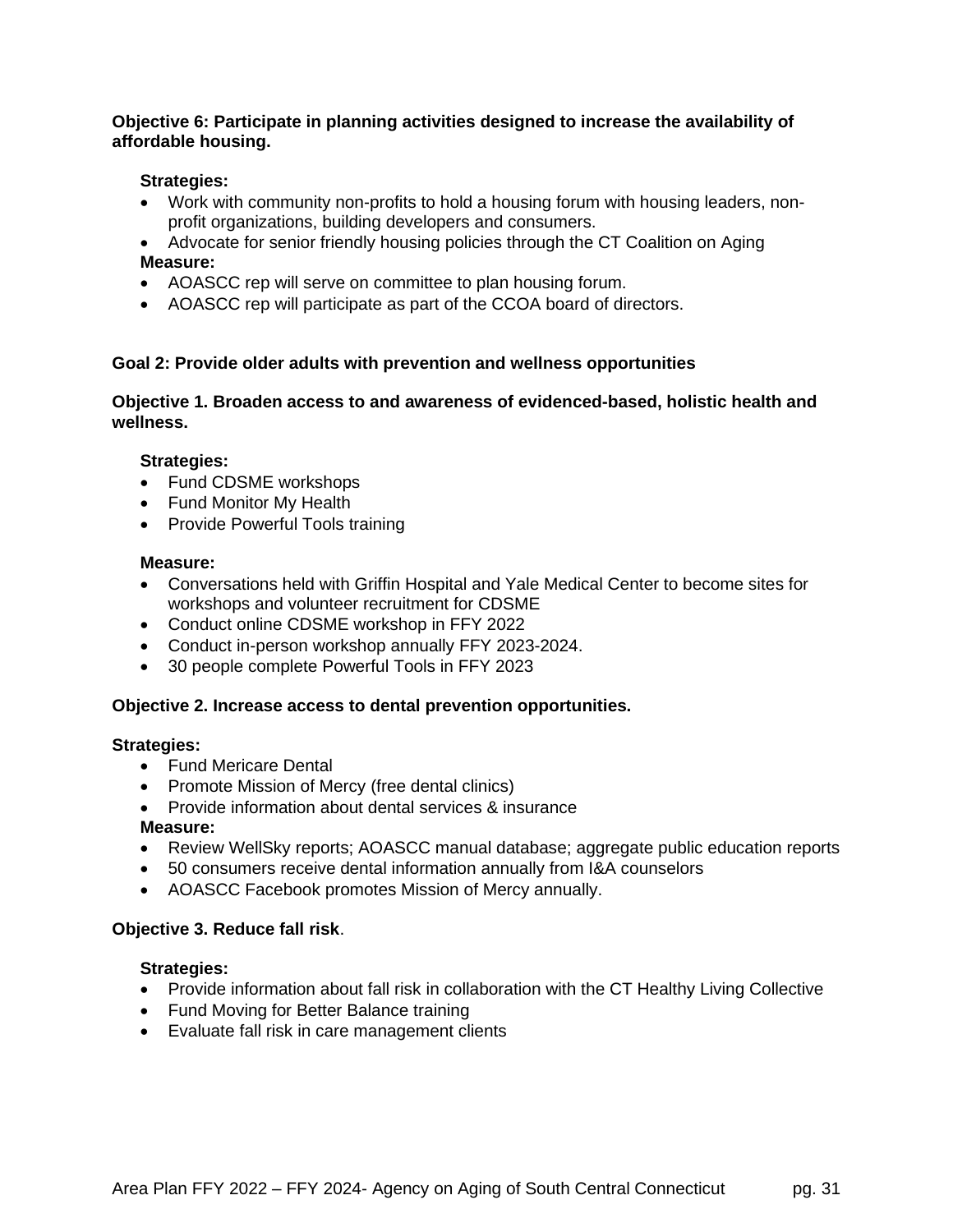**Objective 6: Participate in planning activities designed to increase the availability of affordable housing.**

**Strategies:**

- Work with community non-profits to hold a housing forum with housing leaders, non-profit organizations, building developers and consumers.
- Advocate for senior friendly housing policies through the CT Coalition on Aging

**Measure:**

- AOASCC rep will serve on committee to plan housing forum.
- AOASCC rep will participate as part of the CCOA board of directors.

**Goal 2: Provide older adults with prevention and wellness opportunities**

**Objective 1. Broaden access to and awareness of evidenced-based, holistic health and wellness.**

**Strategies:**

- Fund CDSME workshops
- Fund Monitor My Health
- Provide Powerful Tools training

**Measure:**

- Conversations held with Griffin Hospital and Yale Medical Center to become sites for workshops and volunteer recruitment for CDSME
- Conduct online CDSME workshop in FFY 2022
- Conduct in-person workshop annually FFY 2023-2024.
- 30 people complete Powerful Tools in FFY 2023

**Objective 2. Increase access to dental prevention opportunities.**

**Strategies:**

- Fund Mericare Dental
- Promote Mission of Mercy (free dental clinics)
- Provide information about dental services & insurance

**Measure:**

- Review WellSky reports; AOASCC manual database; aggregate public education reports
- 50 consumers receive dental information annually from I&A counselors
- AOASCC Facebook promotes Mission of Mercy annually.

**Objective 3. Reduce fall risk**.

**Strategies:**

- Provide information about fall risk in collaboration with the CT Healthy Living Collective
- Fund Moving for Better Balance training
- Evaluate fall risk in care management clients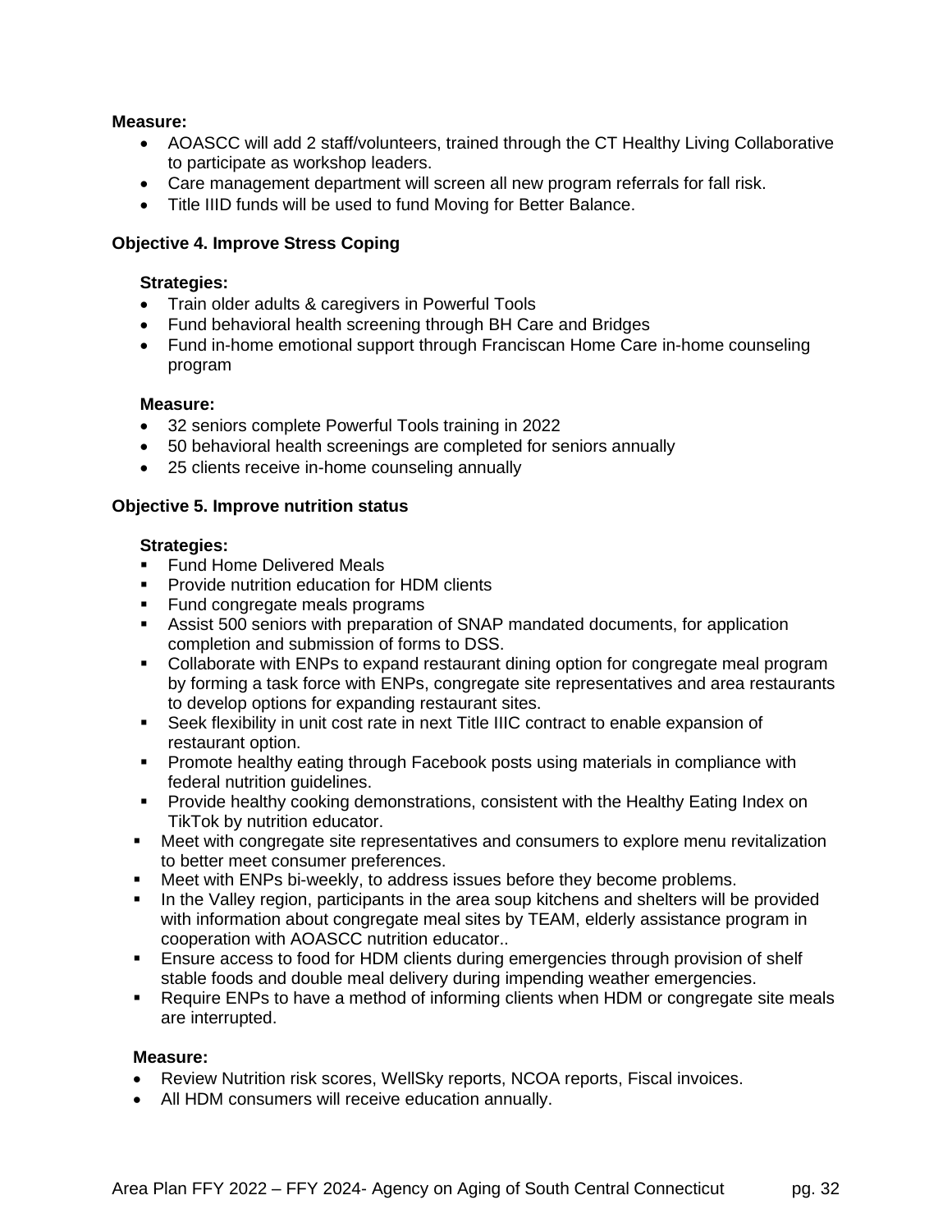**Measure:**

- AOASCC will add 2 staff/volunteers, trained through the CT Healthy Living Collaborative to participate as workshop leaders.
- Care management department will screen all new program referrals for fall risk.
- Title IIID funds will be used to fund Moving for Better Balance.

**Objective 4. Improve Stress Coping**

**Strategies:**

- Train older adults & caregivers in Powerful Tools
- Fund behavioral health screening through BH Care and Bridges
- Fund in-home emotional support through Franciscan Home Care in-home counseling program

**Measure:**

- 32 seniors complete Powerful Tools training in 2022
- 50 behavioral health screenings are completed for seniors annually
- 25 clients receive in-home counseling annually

**Objective 5. Improve nutrition status**

**Strategies:**

- Fund Home Delivered Meals
- Provide nutrition education for HDM clients
- Fund congregate meals programs
- Assist 500 seniors with preparation of SNAP mandated documents, for application completion and submission of forms to DSS.
- Collaborate with ENPs to expand restaurant dining option for congregate meal program by forming a task force with ENPs, congregate site representatives and area restaurants to develop options for expanding restaurant sites.
- Seek flexibility in unit cost rate in next Title IIIC contract to enable expansion of restaurant option.
- Promote healthy eating through Facebook posts using materials in compliance with federal nutrition guidelines.
- Provide healthy cooking demonstrations, consistent with the Healthy Eating Index on TikTok by nutrition educator.
- Meet with congregate site representatives and consumers to explore menu revitalization to better meet consumer preferences.
- Meet with ENPs bi-weekly, to address issues before they become problems.
- In the Valley region, participants in the area soup kitchens and shelters will be provided with information about congregate meal sites by TEAM, elderly assistance program in cooperation with AOASCC nutrition educator..
- Ensure access to food for HDM clients during emergencies through provision of shelf stable foods and double meal delivery during impending weather emergencies.
- Require ENPs to have a method of informing clients when HDM or congregate site meals are interrupted.

**Measure:**

- Review Nutrition risk scores, WellSky reports, NCOA reports, Fiscal invoices.
- All HDM consumers will receive education annually.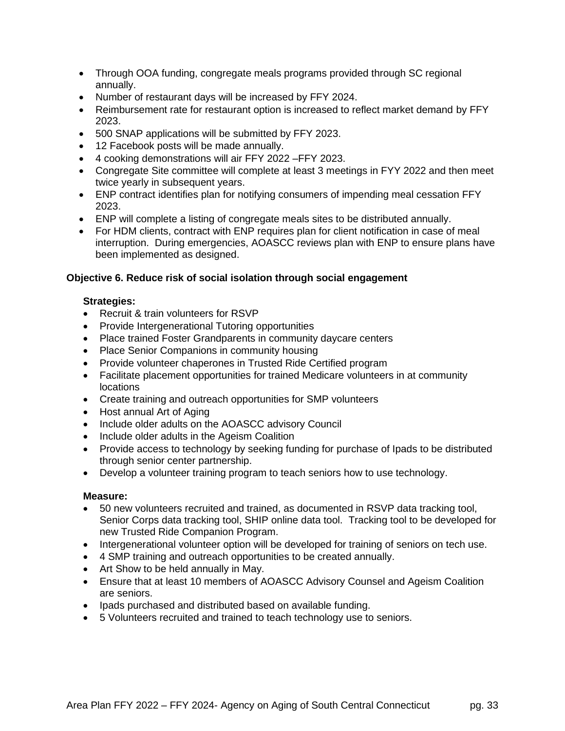- Through OOA funding, congregate meals programs provided through SC regional annually.
- Number of restaurant days will be increased by FFY 2024.
- Reimbursement rate for restaurant option is increased to reflect market demand by FFY 2023.
- 500 SNAP applications will be submitted by FFY 2023.
- 12 Facebook posts will be made annually.
- 4 cooking demonstrations will air FFY 2022 –FFY 2023.
- Congregate Site committee will complete at least 3 meetings in FYY 2022 and then meet twice yearly in subsequent years.
- ENP contract identifies plan for notifying consumers of impending meal cessation FFY 2023.
- ENP will complete a listing of congregate meals sites to be distributed annually.
- For HDM clients, contract with ENP requires plan for client notification in case of meal interruption. During emergencies, AOASCC reviews plan with ENP to ensure plans have been implemented as designed.

**Objective 6. Reduce risk of social isolation through social engagement**

**Strategies:**

- Recruit & train volunteers for RSVP
- Provide Intergenerational Tutoring opportunities
- Place trained Foster Grandparents in community daycare centers
- Place Senior Companions in community housing
- Provide volunteer chaperones in Trusted Ride Certified program
- Facilitate placement opportunities for trained Medicare volunteers in at community locations
- Create training and outreach opportunities for SMP volunteers
- Host annual Art of Aging
- Include older adults on the AOASCC advisory Council
- Include older adults in the Ageism Coalition
- Provide access to technology by seeking funding for purchase of Ipads to be distributed through senior center partnership.
- Develop a volunteer training program to teach seniors how to use technology.

**Measure:**

- 50 new volunteers recruited and trained, as documented in RSVP data tracking tool, Senior Corps data tracking tool, SHIP online data tool. Tracking tool to be developed for new Trusted Ride Companion Program.
- Intergenerational volunteer option will be developed for training of seniors on tech use.
- 4 SMP training and outreach opportunities to be created annually.
- Art Show to be held annually in May.
- Ensure that at least 10 members of AOASCC Advisory Counsel and Ageism Coalition are seniors.
- Ipads purchased and distributed based on available funding.
- 5 Volunteers recruited and trained to teach technology use to seniors.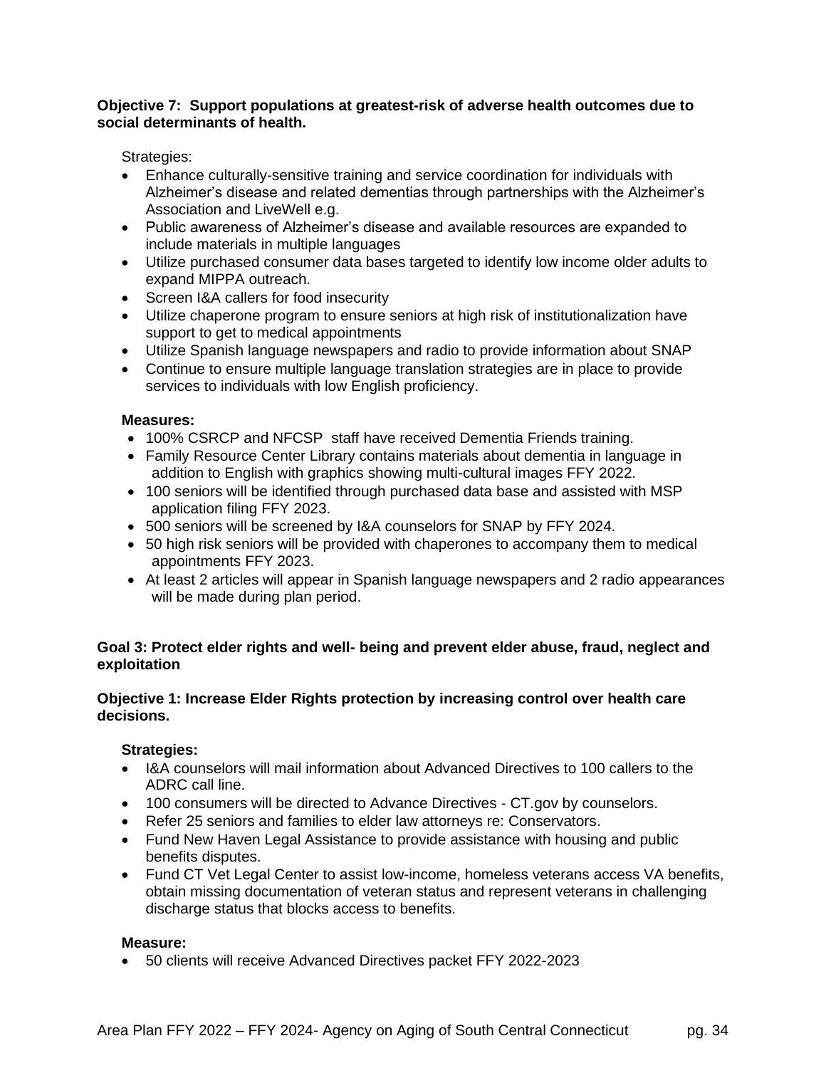**Objective 7: Support populations at greatest-risk of adverse health outcomes due to social determinants of health.**

Strategies:

- Enhance culturally-sensitive training and service coordination for individuals with Alzheimer's disease and related dementias through partnerships with the Alzheimer's Association and LiveWell e.g.
- Public awareness of Alzheimer's disease and available resources are expanded to include materials in multiple languages
- Utilize purchased consumer data bases targeted to identify low income older adults to expand MIPPA outreach.
- Screen I&A callers for food insecurity
- Utilize chaperone program to ensure seniors at high risk of institutionalization have support to get to medical appointments
- Utilize Spanish language newspapers and radio to provide information about SNAP
- Continue to ensure multiple language translation strategies are in place to provide services to individuals with low English proficiency.

**Measures:**

- 100% CSRCP and NFCSP staff have received Dementia Friends training.
- Family Resource Center Library contains materials about dementia in language in addition to English with graphics showing multi-cultural images FFY 2022.
- 100 seniors will be identified through purchased data base and assisted with MSP application filing FFY 2023.
- 500 seniors will be screened by I&A counselors for SNAP by FFY 2024.
- 50 high risk seniors will be provided with chaperones to accompany them to medical appointments FFY 2023.
- At least 2 articles will appear in Spanish language newspapers and 2 radio appearances will be made during plan period.

**Goal 3: Protect elder rights and well- being and prevent elder abuse, fraud, neglect and exploitation**

**Objective 1: Increase Elder Rights protection by increasing control over health care decisions.**

**Strategies:**

- I&A counselors will mail information about Advanced Directives to 100 callers to the ADRC call line.
- 100 consumers will be directed to Advance Directives - CT.gov by counselors.
- Refer 25 seniors and families to elder law attorneys re: Conservators.
- Fund New Haven Legal Assistance to provide assistance with housing and public benefits disputes.
- Fund CT Vet Legal Center to assist low-income, homeless veterans access VA benefits, obtain missing documentation of veteran status and represent veterans in challenging discharge status that blocks access to benefits.

**Measure:**

- 50 clients will receive Advanced Directives packet FFY 2022-2023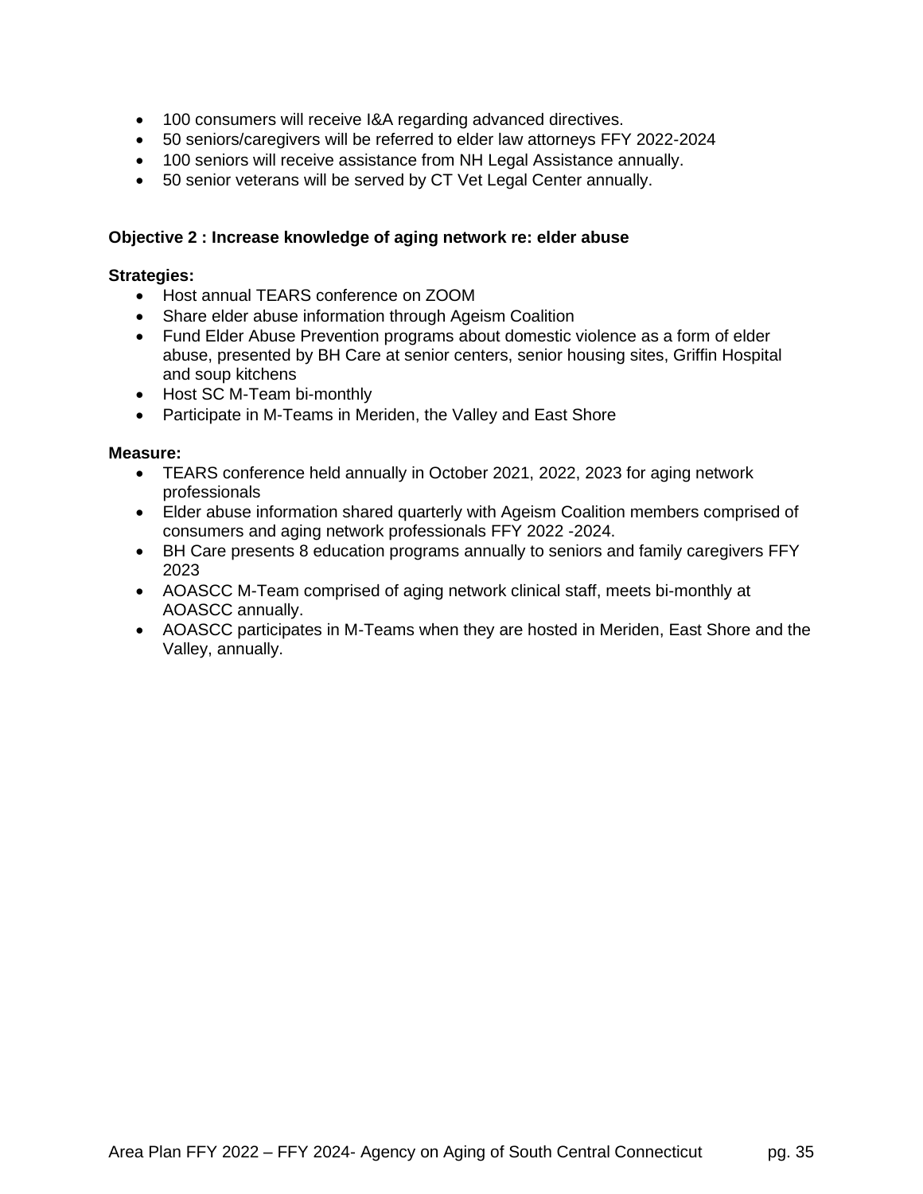- 100 consumers will receive I&A regarding advanced directives.
- 50 seniors/caregivers will be referred to elder law attorneys FFY 2022-2024
- 100 seniors will receive assistance from NH Legal Assistance annually.
- 50 senior veterans will be served by CT Vet Legal Center annually.

**Objective 2 : Increase knowledge of aging network re: elder abuse**

**Strategies:**

- Host annual TEARS conference on ZOOM
- Share elder abuse information through Ageism Coalition
- Fund Elder Abuse Prevention programs about domestic violence as a form of elder abuse, presented by BH Care at senior centers, senior housing sites, Griffin Hospital and soup kitchens
- Host SC M-Team bi-monthly
- Participate in M-Teams in Meriden, the Valley and East Shore

**Measure:**

- TEARS conference held annually in October 2021, 2022, 2023 for aging network professionals
- Elder abuse information shared quarterly with Ageism Coalition members comprised of consumers and aging network professionals FFY 2022 -2024.
- BH Care presents 8 education programs annually to seniors and family caregivers FFY 2023
- AOASCC M-Team comprised of aging network clinical staff, meets bi-monthly at AOASCC annually.
- AOASCC participates in M-Teams when they are hosted in Meriden, East Shore and the Valley, annually.